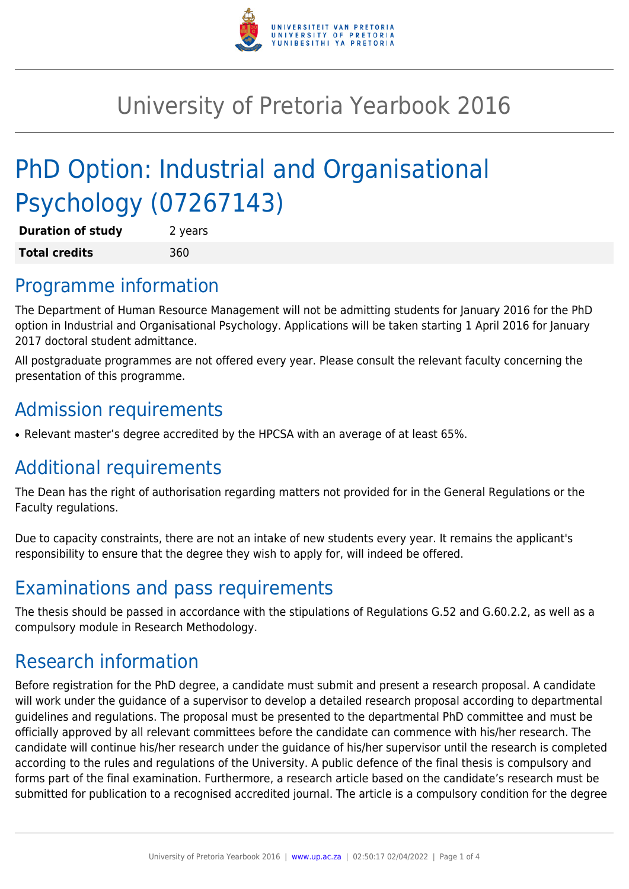# University of Pretoria Yearbook 2016

# PhD Option: Industrial and Organisational Psychology (07267143)

| **Duration of study** | 2 years |
|---|---|
| **Total credits** | 360 |

## Programme information

The Department of Human Resource Management will not be admitting students for January 2016 for the PhD option in Industrial and Organisational Psychology. Applications will be taken starting 1 April 2016 for January 2017 doctoral student admittance.

All postgraduate programmes are not offered every year. Please consult the relevant faculty concerning the presentation of this programme.

## Admission requirements

- Relevant master's degree accredited by the HPCSA with an average of at least 65%.

## Additional requirements

The Dean has the right of authorisation regarding matters not provided for in the General Regulations or the Faculty regulations.

Due to capacity constraints, there are not an intake of new students every year. It remains the applicant's responsibility to ensure that the degree they wish to apply for, will indeed be offered.

## Examinations and pass requirements

The thesis should be passed in accordance with the stipulations of Regulations G.52 and G.60.2.2, as well as a compulsory module in Research Methodology.

## Research information

Before registration for the PhD degree, a candidate must submit and present a research proposal. A candidate will work under the guidance of a supervisor to develop a detailed research proposal according to departmental guidelines and regulations. The proposal must be presented to the departmental PhD committee and must be officially approved by all relevant committees before the candidate can commence with his/her research. The candidate will continue his/her research under the guidance of his/her supervisor until the research is completed according to the rules and regulations of the University. A public defence of the final thesis is compulsory and forms part of the final examination. Furthermore, a research article based on the candidate's research must be submitted for publication to a recognised accredited journal. The article is a compulsory condition for the degree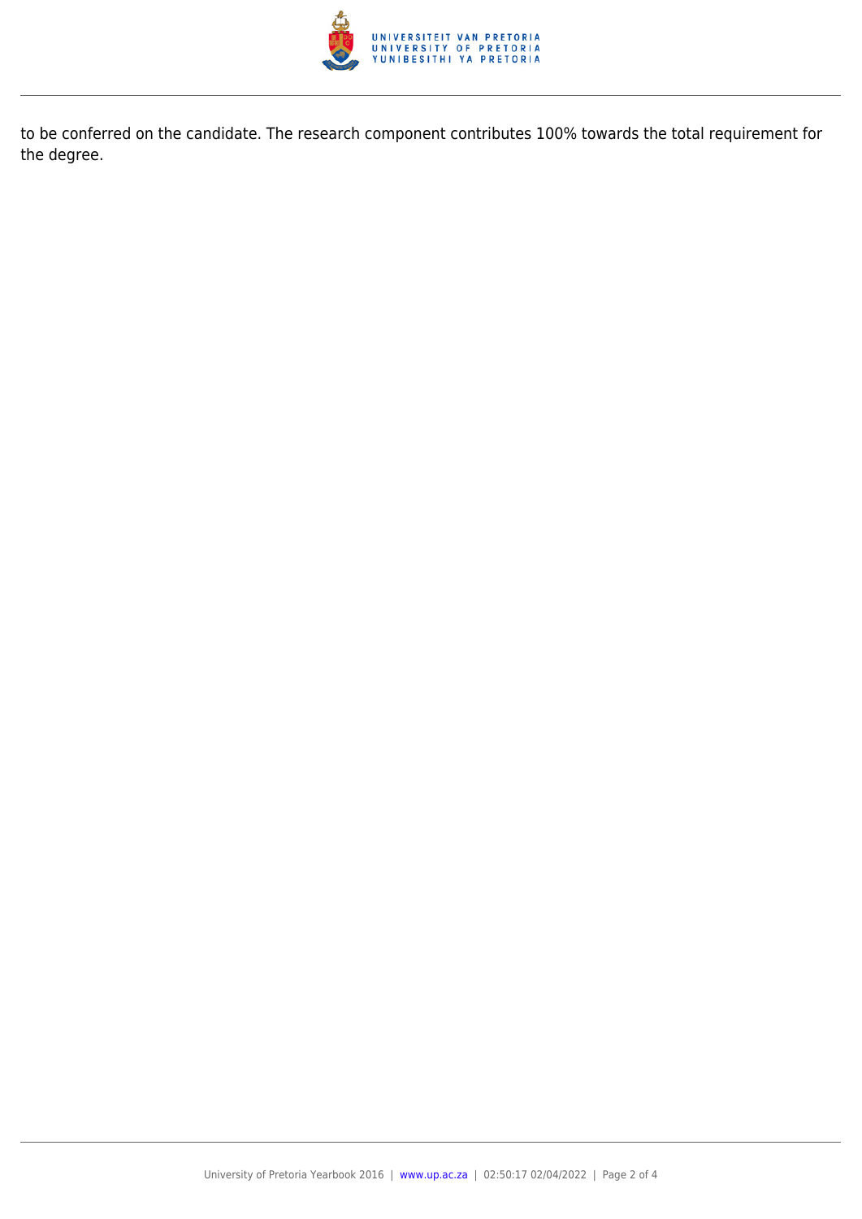to be conferred on the candidate. The research component contributes 100% towards the total requirement for the degree.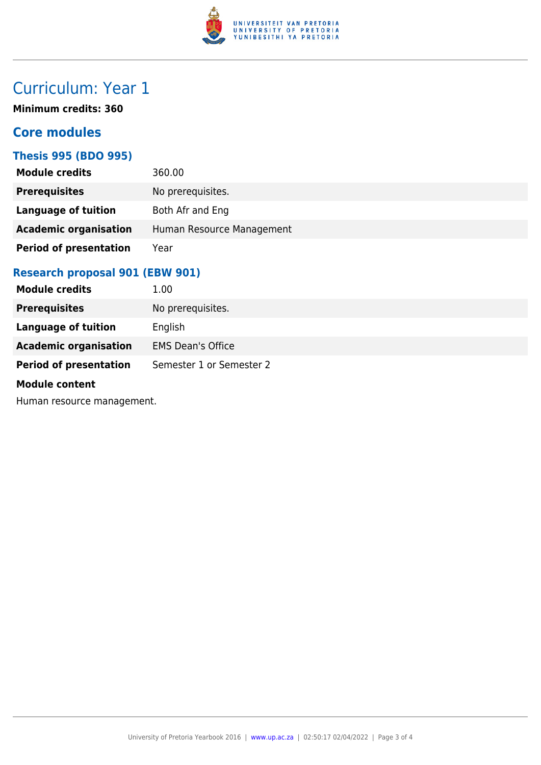# Curriculum: Year 1

**Minimum credits: 360**

## Core modules

### Thesis 995 (BDO 995)

| | |
|---|---|
| **Module credits** | 360.00 |
| **Prerequisites** | No prerequisites. |
| **Language of tuition** | Both Afr and Eng |
| **Academic organisation** | Human Resource Management |
| **Period of presentation** | Year |

### Research proposal 901 (EBW 901)

| | |
|---|---|
| **Module credits** | 1.00 |
| **Prerequisites** | No prerequisites. |
| **Language of tuition** | English |
| **Academic organisation** | EMS Dean's Office |
| **Period of presentation** | Semester 1 or Semester 2 |

**Module content**

Human resource management.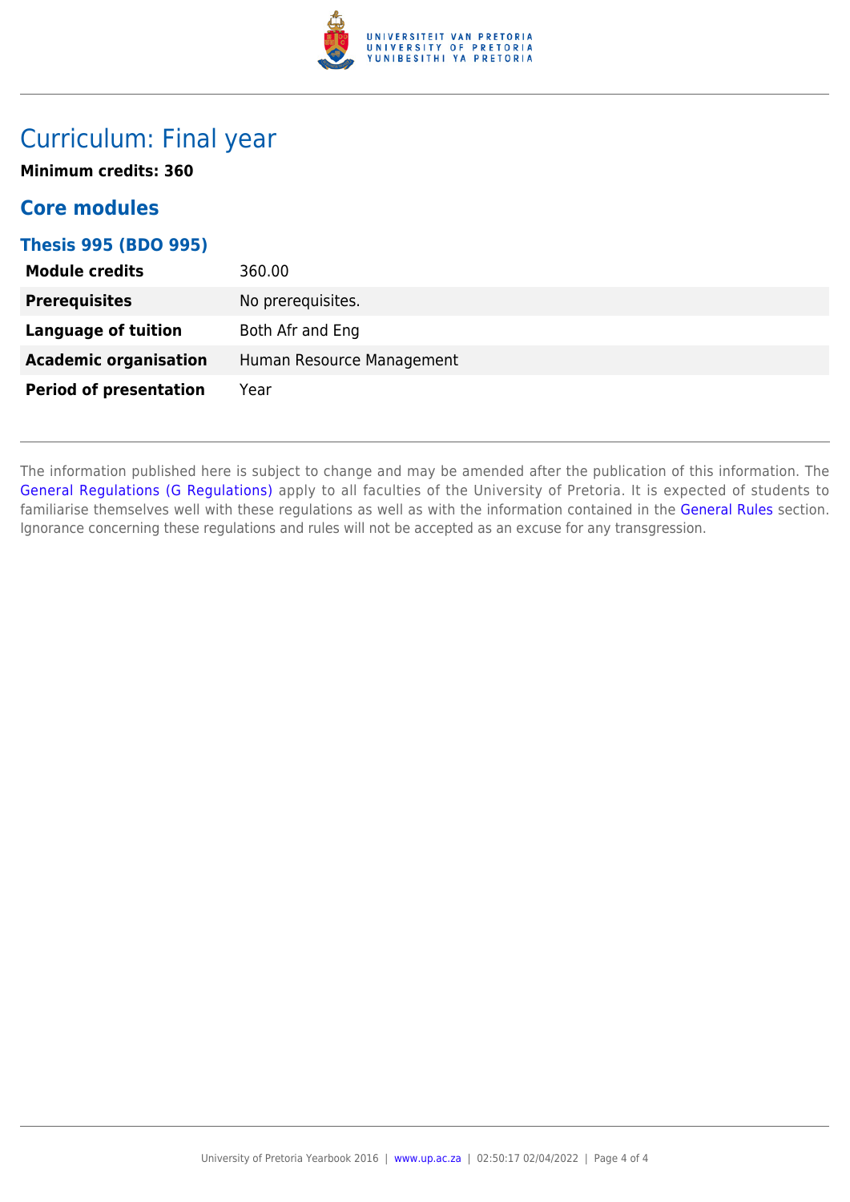# Curriculum: Final year

**Minimum credits: 360**

## Core modules

### Thesis 995 (BDO 995)

| | |
|---|---|
| **Module credits** | 360.00 |
| **Prerequisites** | No prerequisites. |
| **Language of tuition** | Both Afr and Eng |
| **Academic organisation** | Human Resource Management |
| **Period of presentation** | Year |

The information published here is subject to change and may be amended after the publication of this information. The General Regulations (G Regulations) apply to all faculties of the University of Pretoria. It is expected of students to familiarise themselves well with these regulations as well as with the information contained in the General Rules section. Ignorance concerning these regulations and rules will not be accepted as an excuse for any transgression.